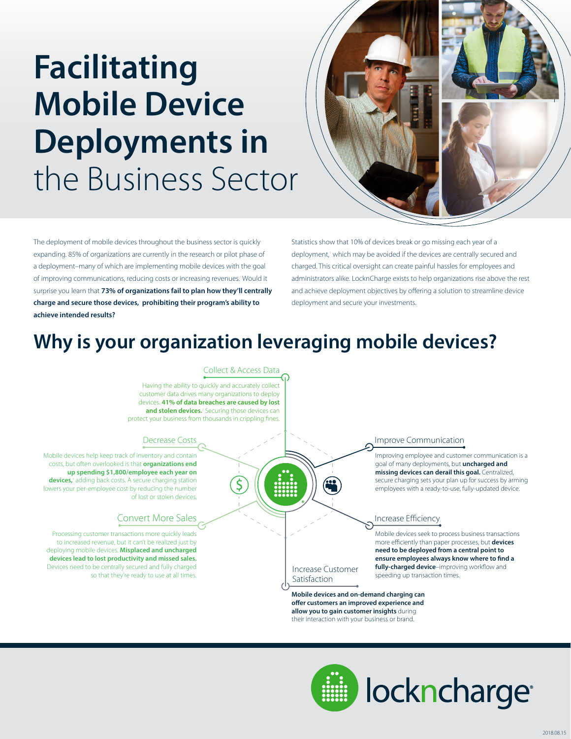// Facilitating Mobile Device Deployments in the Business Sector

# **Facilitating Mobile Device Deployments in** the Business Sector

The deployment of mobile devices throughout the business sector is quickly expanding. 85% of organizations are currently in the research or pilot phase of a deployment–many of which are implementing mobile devices with the goal of improving communications, reducing costs or increasing revenues.[i] Would it surprise you learn that **73% of organizations fail to plan how they'll centrally charge and secure those devices,[i] prohibiting their program's ability to achieve intended results?**

Statistics show that 10% of devices break or go missing each year of a deployment,[i] which may be avoided if the devices are centrally secured and charged. This critical oversight can create painful hassles for employees and administrators alike. LocknCharge exists to help organizations rise above the rest and achieve deployment objectives by offering a solution to streamline device deployment and secure your investments.

## Why is your organization leveraging mobile devices?

### Collect & Access Data

Having the ability to quickly and accurately collect customer data drives many organizations to deploy devices. **41% of data breaches are caused by lost and stolen devices.**[ii] Securing those devices can protect your business from thousands in crippling fines.

### Decrease Costs

Mobile devices help keep track of inventory and contain costs, but often overlooked is that **organizations end up spending $1,800/employee each year on devices,**[i] adding back costs. A secure charging station lowers your per-employee cost by reducing the number of lost or stolen devices.

### Convert More Sales

Processing customer transactions more quickly leads to increased revenue, but it can't be realized just by deploying mobile devices. **Misplaced and uncharged devices lead to lost productivity and missed sales.** Devices need to be centrally secured and fully charged so that they're ready to use at all times.

### Improve Communication

Improving employee and customer communication is a goal of many deployments, but **uncharged and missing devices can derail this goal.** Centralized, secure charging sets your plan up for success by arming employees with a ready-to-use, fully-updated device.

### Increase Efficiency

Mobile devices seek to process business transactions more efficiently than paper processes, but **devices need to be deployed from a central point to ensure employees always know where to find a fully-charged device**–improving workflow and speeding up transaction times.

### Increase Customer Satisfaction

**Mobile devices and on-demand charging can offer customers an improved experience and allow you to gain customer insights** during their interaction with your business or brand.

lockncharge

2018.08.15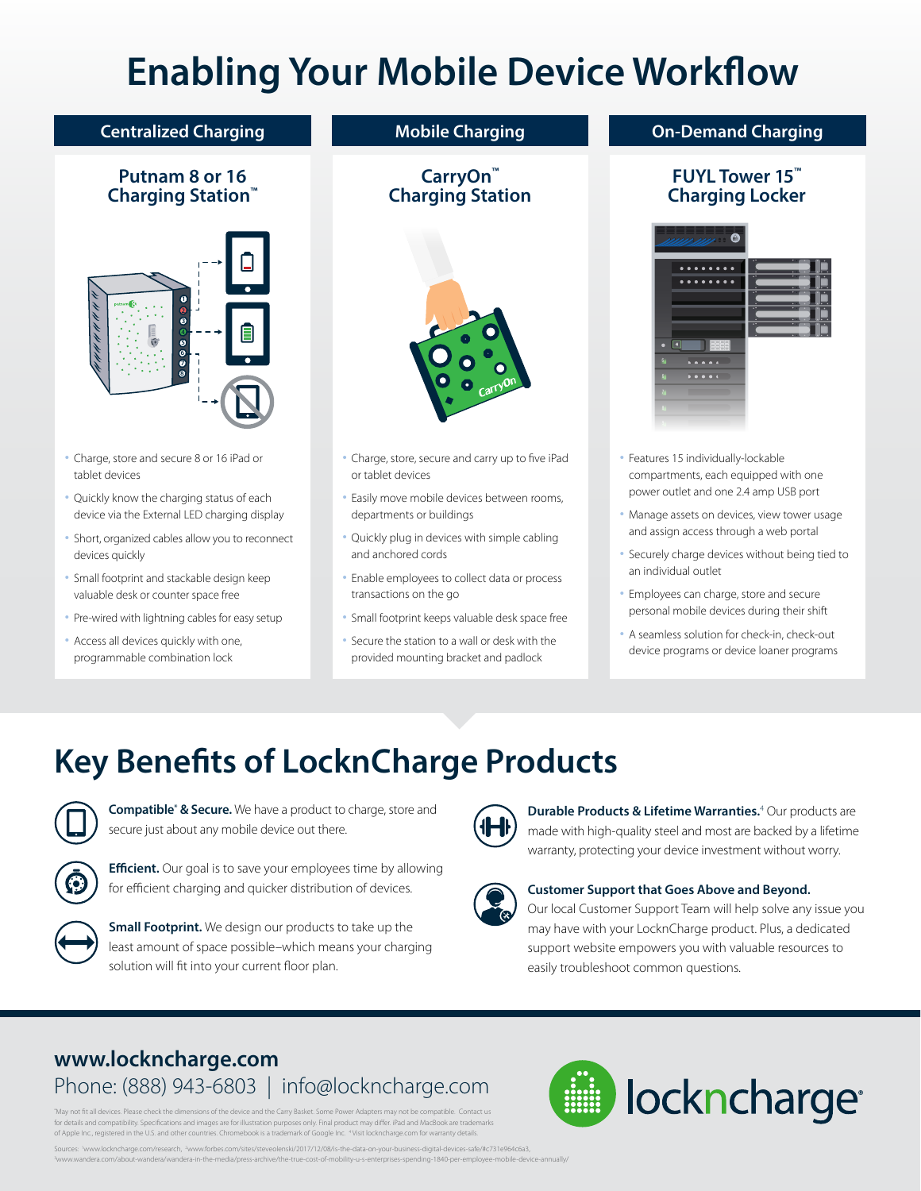# Enabling Your Mobile Device Workflow

## Centralized Charging

### Putnam 8 or 16 Charging Station™

- Charge, store and secure 8 or 16 iPad or tablet devices
- Quickly know the charging status of each device via the External LED charging display
- Short, organized cables allow you to reconnect devices quickly
- Small footprint and stackable design keep valuable desk or counter space free
- Pre-wired with lightning cables for easy setup
- Access all devices quickly with one, programmable combination lock

## Mobile Charging

### CarryOn™ Charging Station

- Charge, store, secure and carry up to five iPad or tablet devices
- Easily move mobile devices between rooms, departments or buildings
- Quickly plug in devices with simple cabling and anchored cords
- Enable employees to collect data or process transactions on the go
- Small footprint keeps valuable desk space free
- Secure the station to a wall or desk with the provided mounting bracket and padlock

## On-Demand Charging

### FUYL Tower 15™ Charging Locker

- Features 15 individually-lockable compartments, each equipped with one power outlet and one 2.4 amp USB port
- Manage assets on devices, view tower usage and assign access through a web portal
- Securely charge devices without being tied to an individual outlet
- Employees can charge, store and secure personal mobile devices during their shift
- A seamless solution for check-in, check-out device programs or device loaner programs

# Key Benefits of LocknCharge Products

**Compatible* & Secure.** We have a product to charge, store and secure just about any mobile device out there.

**Efficient.** Our goal is to save your employees time by allowing for efficient charging and quicker distribution of devices.

**Small Footprint.** We design our products to take up the least amount of space possible–which means your charging solution will fit into your current floor plan.

**Durable Products & Lifetime Warranties.**[4] Our products are made with high-quality steel and most are backed by a lifetime warranty, protecting your device investment without worry.

**Customer Support that Goes Above and Beyond.** Our local Customer Support Team will help solve any issue you may have with your LocknCharge product. Plus, a dedicated support website empowers you with valuable resources to easily troubleshoot common questions.

## www.lockncharge.com

Phone: (888) 943-6803 | info@lockncharge.com

*May not fit all devices. Please check the dimensions of the device and the Carry Basket. Some Power Adapters may not be compatible. Contact us for details and compatibility. Specifications and images are for illustration purposes only. Final product may differ. iPad and MacBook are trademarks of Apple Inc., registered in the U.S. and other countries. Chromebook is a trademark of Google Inc. [4]Visit lockncharge.com for warranty details.

Sources: [1]www.lockncharge.com/research, [2]www.forbes.com/sites/steveolenski/2017/12/08/is-the-data-on-your-business-digital-devices-safe/#c731e964c6a3, [3]www.wandera.com/about-wandera/wandera-in-the-media/press-archive/the-true-cost-of-mobility-u-s-enterprises-spending-1840-per-employee-mobile-device-annually/

lockncharge